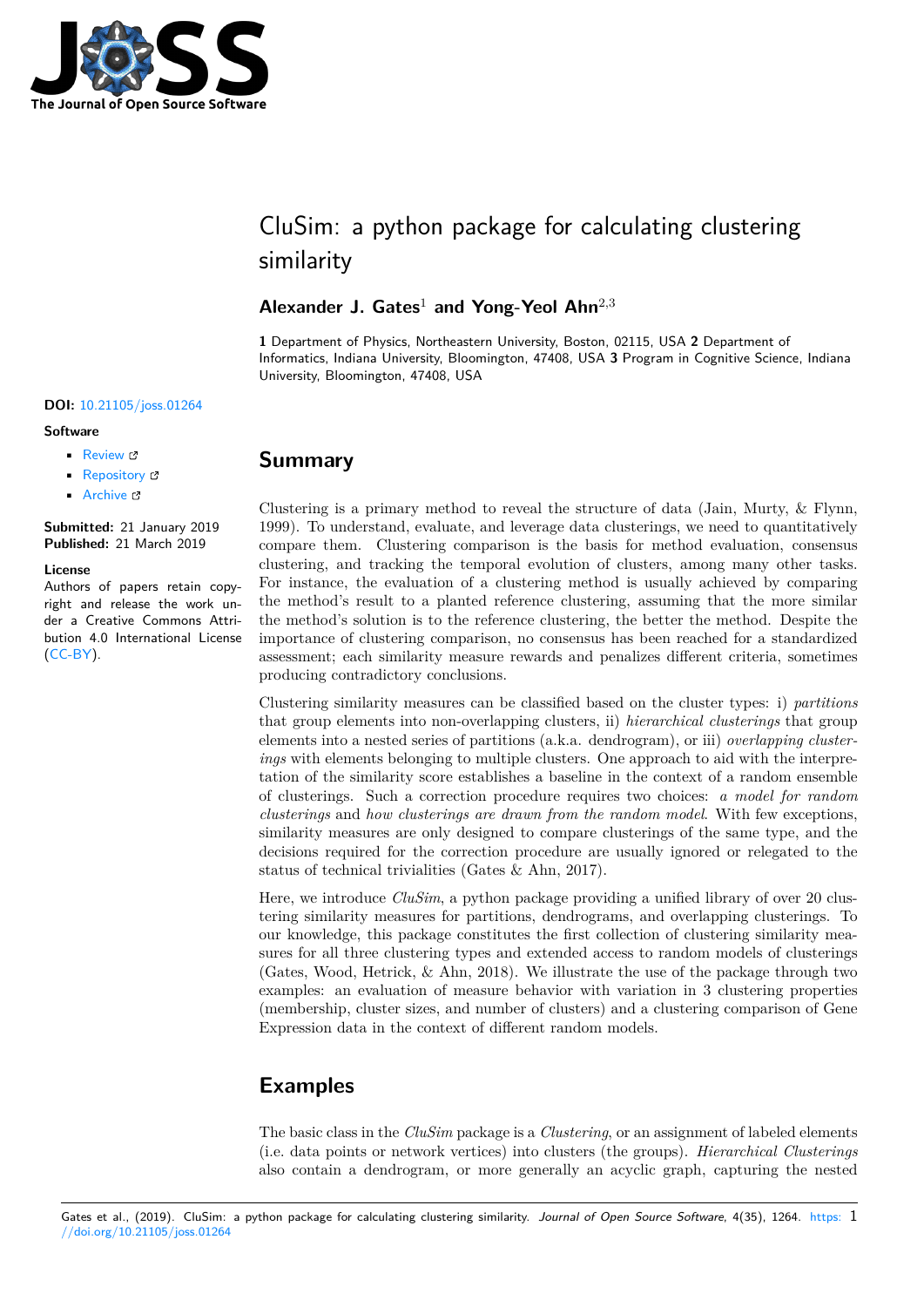# CluSim: a python package for calculating clustering similarity

**Alexander J. Gates**[1] **and Yong-Yeol Ahn**[2,3]

**1** Department of Physics, Northeastern University, Boston, 02115, USA **2** Department of Informatics, Indiana University, Bloomington, 47408, USA **3** Program in Cognitive Science, Indiana University, Bloomington, 47408, USA

**DOI:** 10.21105/joss.01264

**Software**

- Review
- Repository
- Archive

**Submitted:** 21 January 2019
**Published:** 21 March 2019

**License**
Authors of papers retain copyright and release the work under a Creative Commons Attribution 4.0 International License (CC-BY).

## Summary

Clustering is a primary method to reveal the structure of data (Jain, Murty, & Flynn, 1999). To understand, evaluate, and leverage data clusterings, we need to quantitatively compare them. Clustering comparison is the basis for method evaluation, consensus clustering, and tracking the temporal evolution of clusters, among many other tasks. For instance, the evaluation of a clustering method is usually achieved by comparing the method's result to a planted reference clustering, assuming that the more similar the method's solution is to the reference clustering, the better the method. Despite the importance of clustering comparison, no consensus has been reached for a standardized assessment; each similarity measure rewards and penalizes different criteria, sometimes producing contradictory conclusions.

Clustering similarity measures can be classified based on the cluster types: i) *partitions* that group elements into non-overlapping clusters, ii) *hierarchical clusterings* that group elements into a nested series of partitions (a.k.a. dendrogram), or iii) *overlapping clusterings* with elements belonging to multiple clusters. One approach to aid with the interpretation of the similarity score establishes a baseline in the context of a random ensemble of clusterings. Such a correction procedure requires two choices: *a model for random clusterings* and *how clusterings are drawn from the random model*. With few exceptions, similarity measures are only designed to compare clusterings of the same type, and the decisions required for the correction procedure are usually ignored or relegated to the status of technical trivialities (Gates & Ahn, 2017).

Here, we introduce *CluSim*, a python package providing a unified library of over 20 clustering similarity measures for partitions, dendrograms, and overlapping clusterings. To our knowledge, this package constitutes the first collection of clustering similarity measures for all three clustering types and extended access to random models of clusterings (Gates, Wood, Hetrick, & Ahn, 2018). We illustrate the use of the package through two examples: an evaluation of measure behavior with variation in 3 clustering properties (membership, cluster sizes, and number of clusters) and a clustering comparison of Gene Expression data in the context of different random models.

## Examples

The basic class in the *CluSim* package is a *Clustering*, or an assignment of labeled elements (i.e. data points or network vertices) into clusters (the groups). *Hierarchical Clusterings* also contain a dendrogram, or more generally an acyclic graph, capturing the nested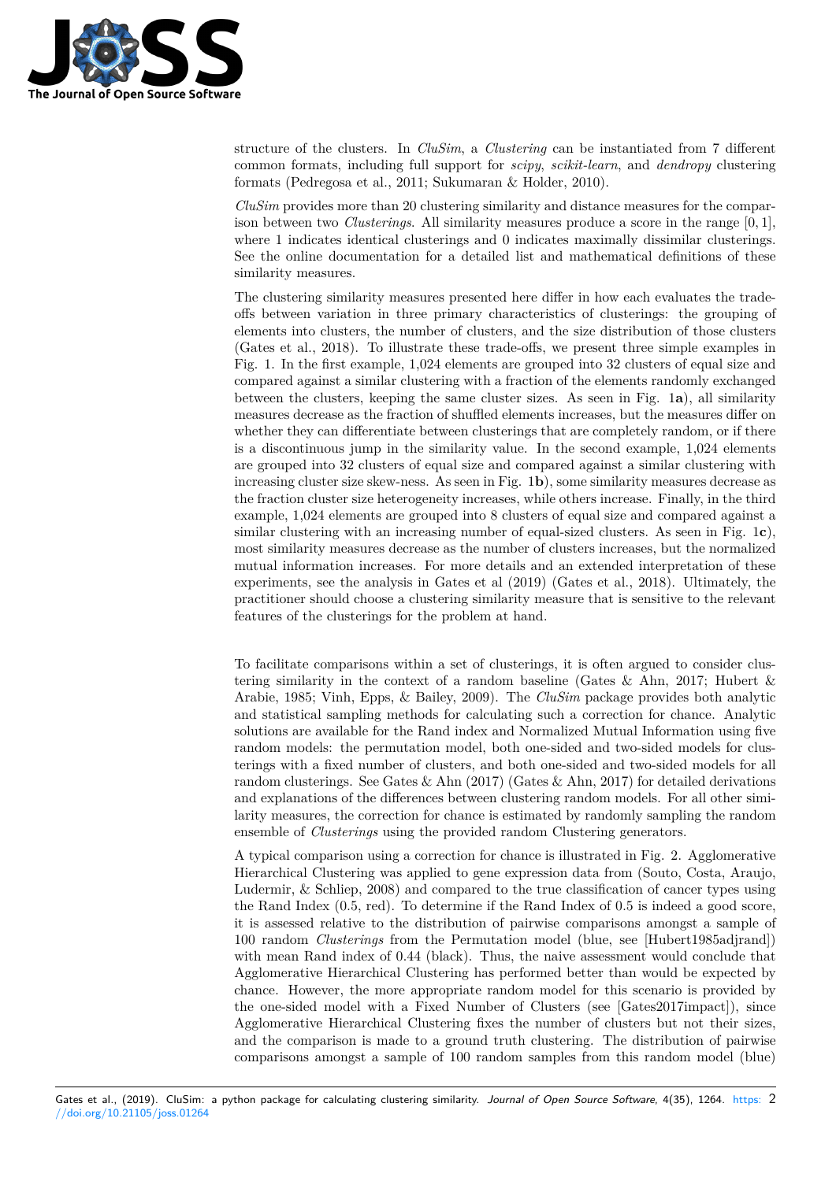structure of the clusters. In *CluSim*, a *Clustering* can be instantiated from 7 different common formats, including full support for *scipy*, *scikit-learn*, and *dendropy* clustering formats (Pedregosa et al., 2011; Sukumaran & Holder, 2010).

*CluSim* provides more than 20 clustering similarity and distance measures for the comparison between two *Clusterings*. All similarity measures produce a score in the range $[0, 1]$, where 1 indicates identical clusterings and 0 indicates maximally dissimilar clusterings. See the online documentation for a detailed list and mathematical definitions of these similarity measures.

The clustering similarity measures presented here differ in how each evaluates the trade-offs between variation in three primary characteristics of clusterings: the grouping of elements into clusters, the number of clusters, and the size distribution of those clusters (Gates et al., 2018). To illustrate these trade-offs, we present three simple examples in Fig. 1. In the first example, 1,024 elements are grouped into 32 clusters of equal size and compared against a similar clustering with a fraction of the elements randomly exchanged between the clusters, keeping the same cluster sizes. As seen in Fig. 1**a**), all similarity measures decrease as the fraction of shuffled elements increases, but the measures differ on whether they can differentiate between clusterings that are completely random, or if there is a discontinuous jump in the similarity value. In the second example, 1,024 elements are grouped into 32 clusters of equal size and compared against a similar clustering with increasing cluster size skew-ness. As seen in Fig. 1**b**), some similarity measures decrease as the fraction cluster size heterogeneity increases, while others increase. Finally, in the third example, 1,024 elements are grouped into 8 clusters of equal size and compared against a similar clustering with an increasing number of equal-sized clusters. As seen in Fig. 1**c**), most similarity measures decrease as the number of clusters increases, but the normalized mutual information increases. For more details and an extended interpretation of these experiments, see the analysis in Gates et al (2019) (Gates et al., 2018). Ultimately, the practitioner should choose a clustering similarity measure that is sensitive to the relevant features of the clusterings for the problem at hand.

To facilitate comparisons within a set of clusterings, it is often argued to consider clustering similarity in the context of a random baseline (Gates & Ahn, 2017; Hubert & Arabie, 1985; Vinh, Epps, & Bailey, 2009). The *CluSim* package provides both analytic and statistical sampling methods for calculating such a correction for chance. Analytic solutions are available for the Rand index and Normalized Mutual Information using five random models: the permutation model, both one-sided and two-sided models for clusterings with a fixed number of clusters, and both one-sided and two-sided models for all random clusterings. See Gates & Ahn (2017) (Gates & Ahn, 2017) for detailed derivations and explanations of the differences between clustering random models. For all other similarity measures, the correction for chance is estimated by randomly sampling the random ensemble of *Clusterings* using the provided random Clustering generators.

A typical comparison using a correction for chance is illustrated in Fig. 2. Agglomerative Hierarchical Clustering was applied to gene expression data from (Souto, Costa, Araujo, Ludermir, & Schliep, 2008) and compared to the true classification of cancer types using the Rand Index (0.5, red). To determine if the Rand Index of 0.5 is indeed a good score, it is assessed relative to the distribution of pairwise comparisons amongst a sample of 100 random *Clusterings* from the Permutation model (blue, see [Hubert1985adjrand]) with mean Rand index of 0.44 (black). Thus, the naive assessment would conclude that Agglomerative Hierarchical Clustering has performed better than would be expected by chance. However, the more appropriate random model for this scenario is provided by the one-sided model with a Fixed Number of Clusters (see [Gates2017impact]), since Agglomerative Hierarchical Clustering fixes the number of clusters but not their sizes, and the comparison is made to a ground truth clustering. The distribution of pairwise comparisons amongst a sample of 100 random samples from this random model (blue)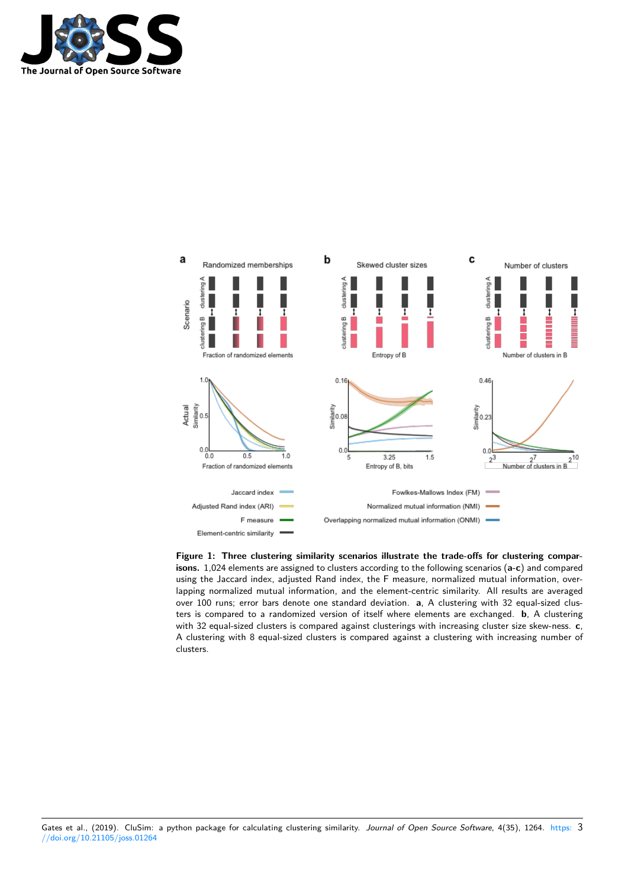**Figure 1: Three clustering similarity scenarios illustrate the trade-offs for clustering comparisons.** 1,024 elements are assigned to clusters according to the following scenarios (**a**-**c**) and compared using the Jaccard index, adjusted Rand index, the F measure, normalized mutual information, overlapping normalized mutual information, and the element-centric similarity. All results are averaged over 100 runs; error bars denote one standard deviation. **a**, A clustering with 32 equal-sized clusters is compared to a randomized version of itself where elements are exchanged. **b**, A clustering with 32 equal-sized clusters is compared against clusterings with increasing cluster size skew-ness. **c**, A clustering with 8 equal-sized clusters is compared against a clustering with increasing number of clusters.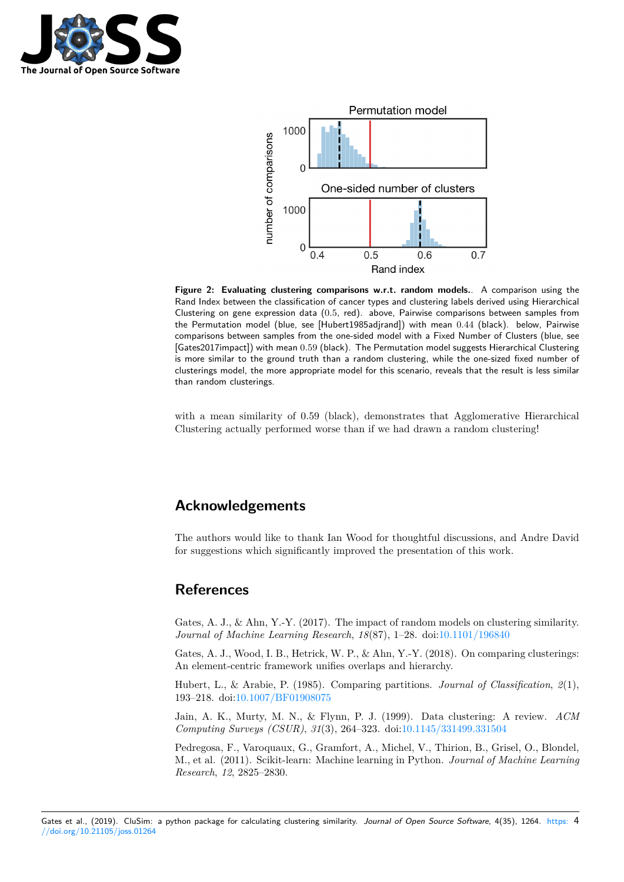**Figure 2: Evaluating clustering comparisons w.r.t. random models.**. A comparison using the Rand Index between the classification of cancer types and clustering labels derived using Hierarchical Clustering on gene expression data ($0.5$, red). above, Pairwise comparisons between samples from the Permutation model (blue, see [Hubert1985adjrand]) with mean $0.44$ (black). below, Pairwise comparisons between samples from the one-sided model with a Fixed Number of Clusters (blue, see [Gates2017impact]) with mean $0.59$ (black). The Permutation model suggests Hierarchical Clustering is more similar to the ground truth than a random clustering, while the one-sized fixed number of clusterings model, the more appropriate model for this scenario, reveals that the result is less similar than random clusterings.

with a mean similarity of 0.59 (black), demonstrates that Agglomerative Hierarchical Clustering actually performed worse than if we had drawn a random clustering!

## Acknowledgements

The authors would like to thank Ian Wood for thoughtful discussions, and Andre David for suggestions which significantly improved the presentation of this work.

## References

Gates, A. J., & Ahn, Y.-Y. (2017). The impact of random models on clustering similarity. *Journal of Machine Learning Research*, *18*(87), 1–28. doi:10.1101/196840

Gates, A. J., Wood, I. B., Hetrick, W. P., & Ahn, Y.-Y. (2018). On comparing clusterings: An element-centric framework unifies overlaps and hierarchy.

Hubert, L., & Arabie, P. (1985). Comparing partitions. *Journal of Classification*, *2*(1), 193–218. doi:10.1007/BF01908075

Jain, A. K., Murty, M. N., & Flynn, P. J. (1999). Data clustering: A review. *ACM Computing Surveys (CSUR)*, *31*(3), 264–323. doi:10.1145/331499.331504

Pedregosa, F., Varoquaux, G., Gramfort, A., Michel, V., Thirion, B., Grisel, O., Blondel, M., et al. (2011). Scikit-learn: Machine learning in Python. *Journal of Machine Learning Research*, *12*, 2825–2830.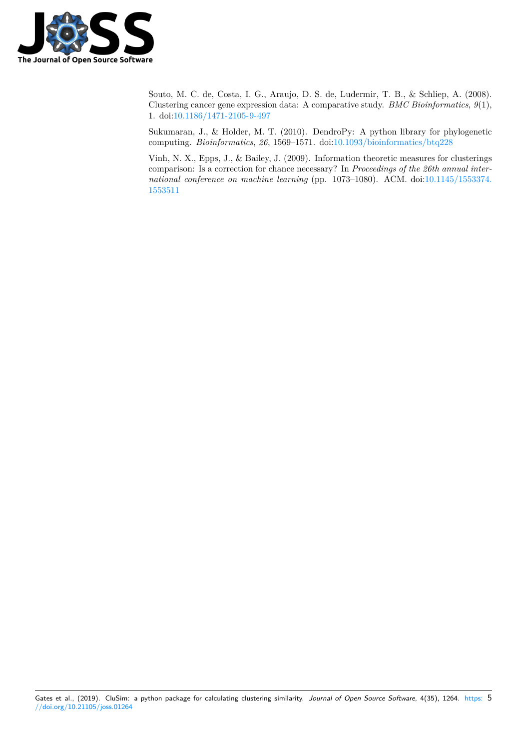Souto, M. C. de, Costa, I. G., Araujo, D. S. de, Ludermir, T. B., & Schliep, A. (2008). Clustering cancer gene expression data: A comparative study. *BMC Bioinformatics*, *9*(1), 1. doi:10.1186/1471-2105-9-497

Sukumaran, J., & Holder, M. T. (2010). DendroPy: A python library for phylogenetic computing. *Bioinformatics*, *26*, 1569–1571. doi:10.1093/bioinformatics/btq228

Vinh, N. X., Epps, J., & Bailey, J. (2009). Information theoretic measures for clusterings comparison: Is a correction for chance necessary? In *Proceedings of the 26th annual international conference on machine learning* (pp. 1073–1080). ACM. doi:10.1145/1553374.1553511